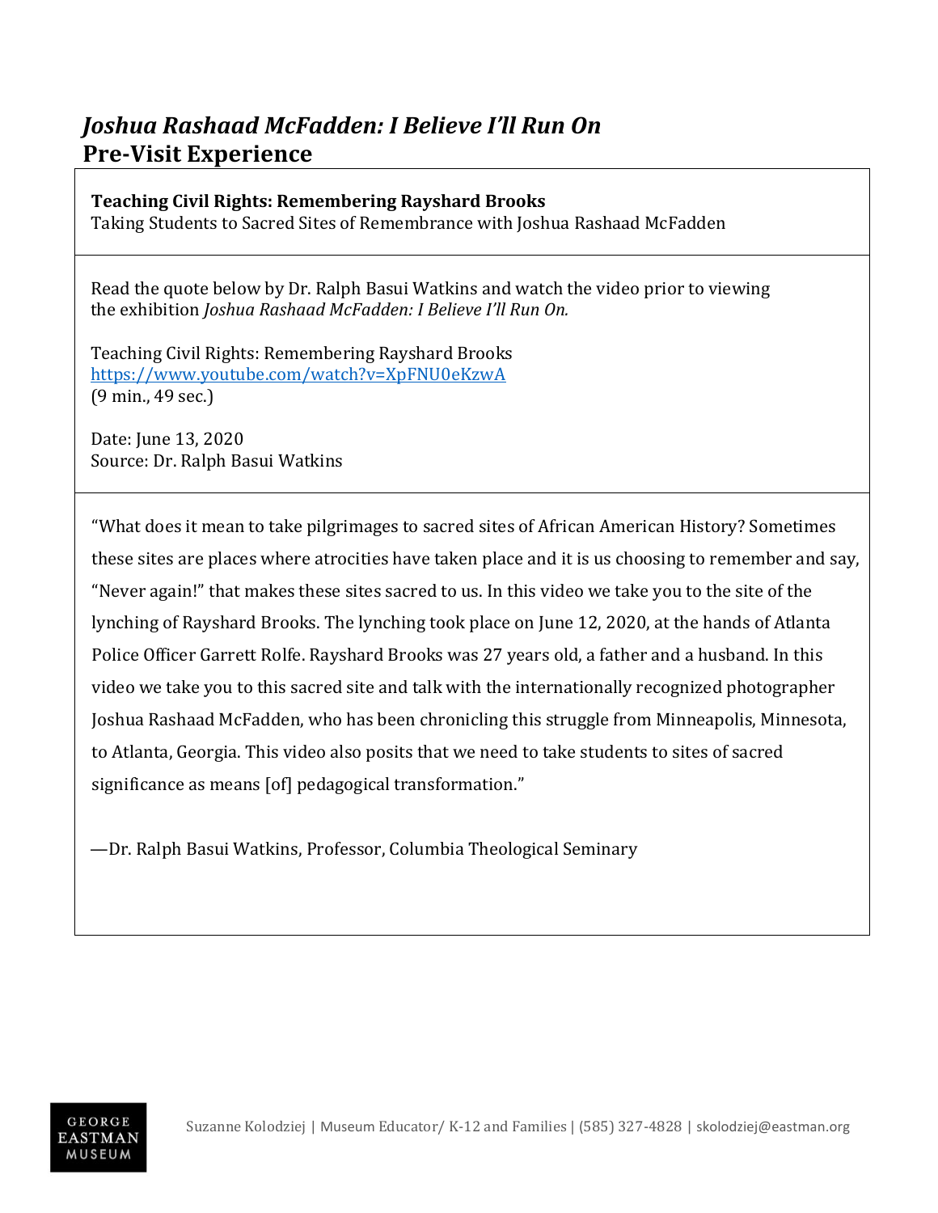# *Joshua Rashaad McFadden: I Believe I'll Run On*

## Pre-Visit Experience

**Teaching Civil Rights: Remembering Rayshard Brooks**
Taking Students to Sacred Sites of Remembrance with Joshua Rashaad McFadden

Read the quote below by Dr. Ralph Basui Watkins and watch the video prior to viewing the exhibition *Joshua Rashaad McFadden: I Believe I'll Run On.*

Teaching Civil Rights: Remembering Rayshard Brooks
https://www.youtube.com/watch?v=XpFNU0eKzwA
(9 min., 49 sec.)

Date: June 13, 2020
Source: Dr. Ralph Basui Watkins

"What does it mean to take pilgrimages to sacred sites of African American History? Sometimes these sites are places where atrocities have taken place and it is us choosing to remember and say, "Never again!" that makes these sites sacred to us. In this video we take you to the site of the lynching of Rayshard Brooks. The lynching took place on June 12, 2020, at the hands of Atlanta Police Officer Garrett Rolfe. Rayshard Brooks was 27 years old, a father and a husband. In this video we take you to this sacred site and talk with the internationally recognized photographer Joshua Rashaad McFadden, who has been chronicling this struggle from Minneapolis, Minnesota, to Atlanta, Georgia. This video also posits that we need to take students to sites of sacred significance as means [of] pedagogical transformation."

—Dr. Ralph Basui Watkins, Professor, Columbia Theological Seminary

Suzanne Kolodziej | Museum Educator/ K-12 and Families | (585) 327-4828 | skolodziej@eastman.org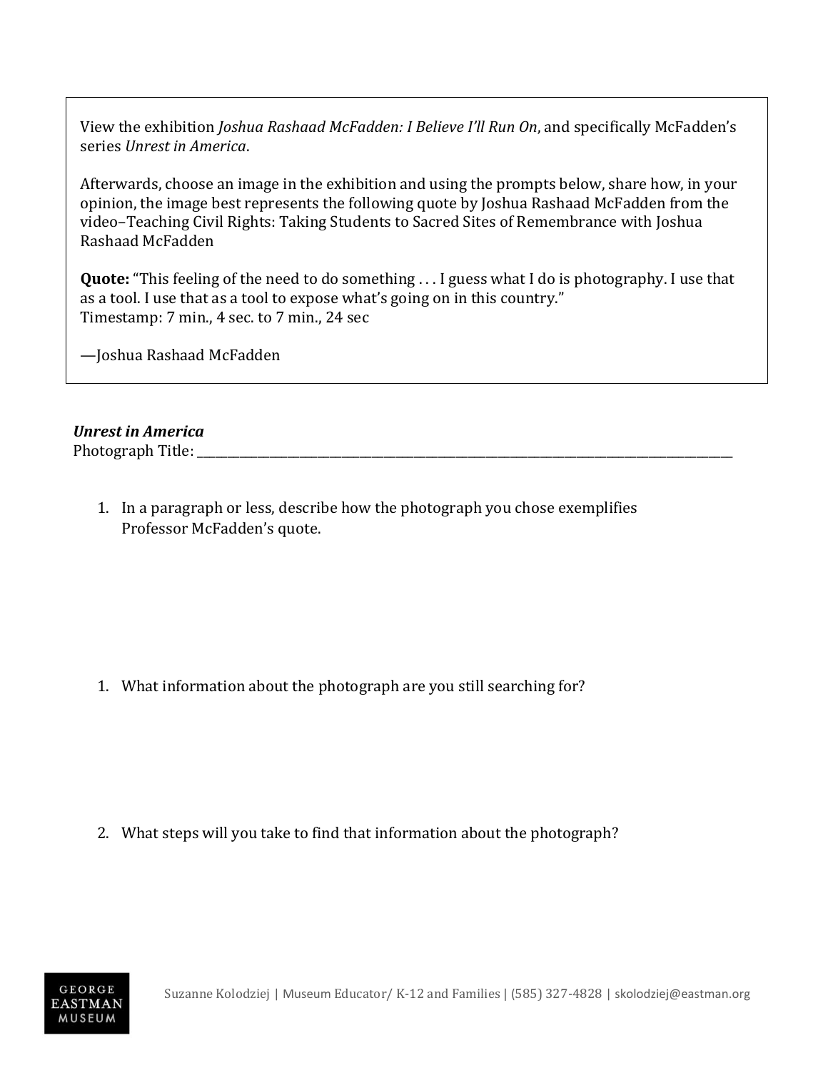View the exhibition *Joshua Rashaad McFadden: I Believe I'll Run On*, and specifically McFadden's series *Unrest in America*.

Afterwards, choose an image in the exhibition and using the prompts below, share how, in your opinion, the image best represents the following quote by Joshua Rashaad McFadden from the video–Teaching Civil Rights: Taking Students to Sacred Sites of Remembrance with Joshua Rashaad McFadden

**Quote:** "This feeling of the need to do something . . . I guess what I do is photography. I use that as a tool. I use that as a tool to expose what's going on in this country."
Timestamp: 7 min., 4 sec. to 7 min., 24 sec

—Joshua Rashaad McFadden

***Unrest in America***
Photograph Title: ______________________________________________________________________________

1. In a paragraph or less, describe how the photograph you chose exemplifies Professor McFadden's quote.

1. What information about the photograph are you still searching for?

2. What steps will you take to find that information about the photograph?

Suzanne Kolodziej | Museum Educator/ K-12 and Families | (585) 327-4828 | skolodziej@eastman.org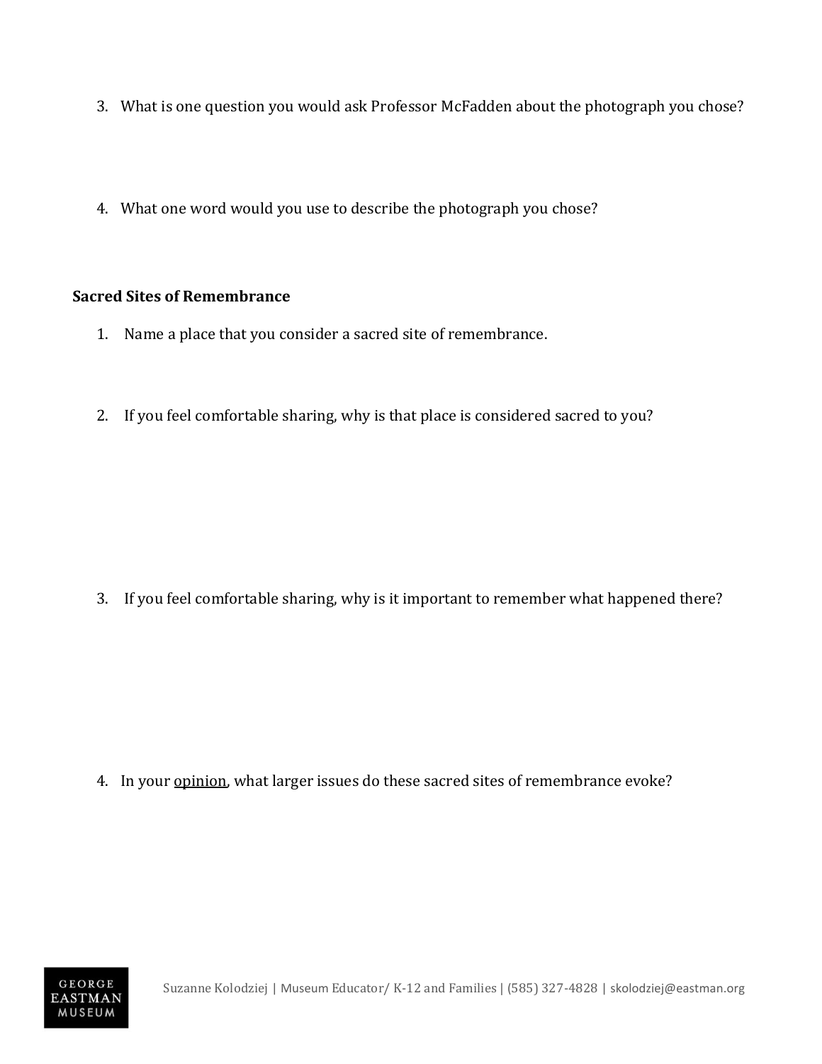3. What is one question you would ask Professor McFadden about the photograph you chose?

4. What one word would you use to describe the photograph you chose?

**Sacred Sites of Remembrance**

1. Name a place that you consider a sacred site of remembrance.

2. If you feel comfortable sharing, why is that place is considered sacred to you?

3. If you feel comfortable sharing, why is it important to remember what happened there?

4. In your <u>opinion</u>, what larger issues do these sacred sites of remembrance evoke?

GEORGE EASTMAN MUSEUM

Suzanne Kolodziej | Museum Educator/ K-12 and Families | (585) 327-4828 | skolodziej@eastman.org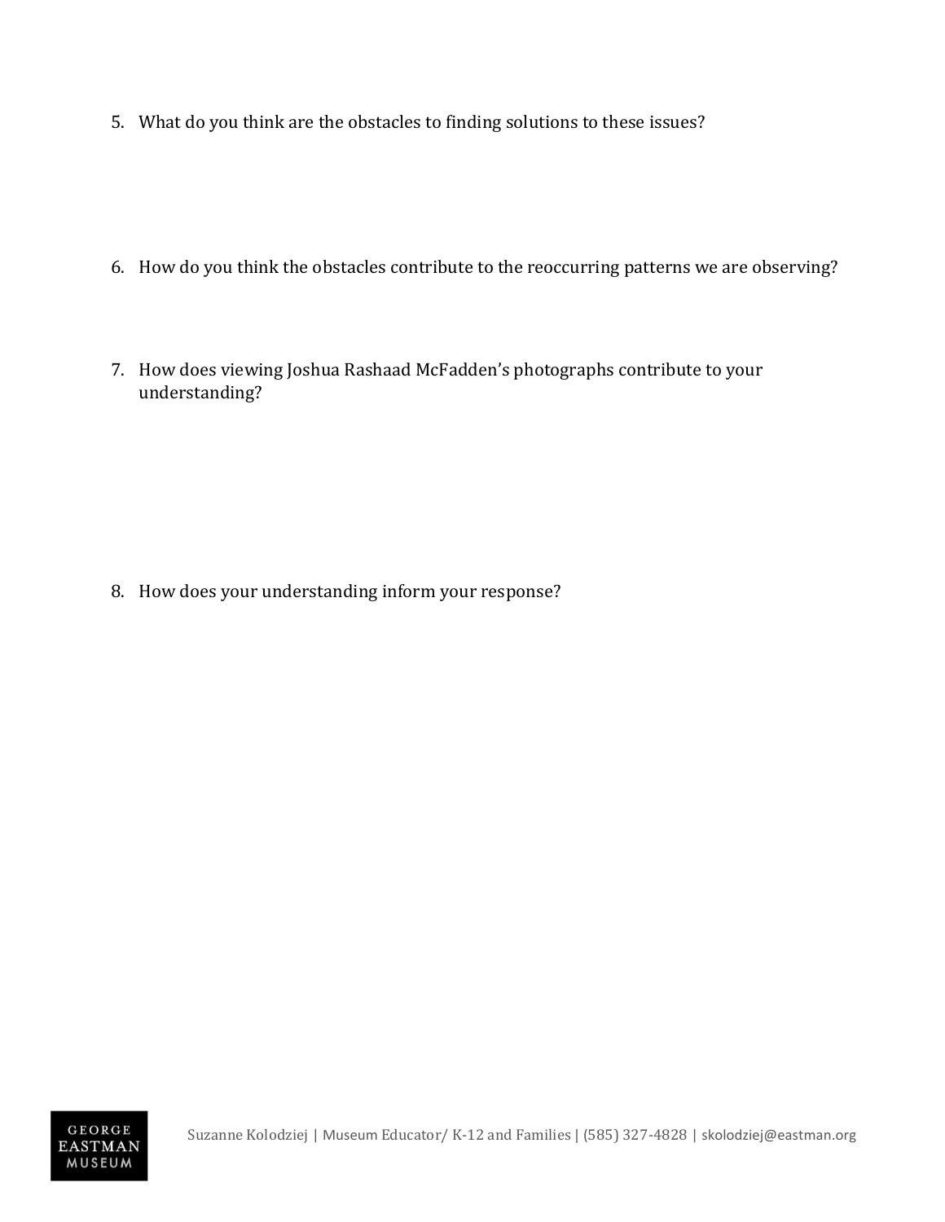5. What do you think are the obstacles to finding solutions to these issues?

6. How do you think the obstacles contribute to the reoccurring patterns we are observing?

7. How does viewing Joshua Rashaad McFadden's photographs contribute to your understanding?

8. How does your understanding inform your response?